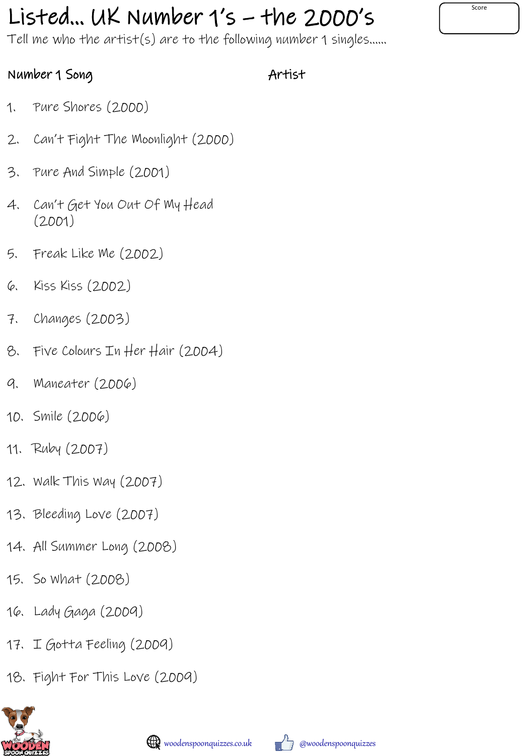# Listed... UK Number 1's – the 2000's

Score

Tell me who the artist(s) are to the following number 1 singles......

| Number 1 Song | Artist |
| --- | --- |
| 1. Pure Shores (2000) | |
| 2. Can't Fight The Moonlight (2000) | |
| 3. Pure And Simple (2001) | |
| 4. Can't Get You Out Of My Head (2001) | |
| 5. Freak Like Me (2002) | |
| 6. Kiss Kiss (2002) | |
| 7. Changes (2003) | |
| 8. Five Colours In Her Hair (2004) | |
| 9. Maneater (2006) | |
| 10. Smile (2006) | |
| 11. Ruby (2007) | |
| 12. Walk This Way (2007) | |
| 13. Bleeding Love (2007) | |
| 14. All Summer Long (2008) | |
| 15. So What (2008) | |
| 16. Lady Gaga (2009) | |
| 17. I Gotta Feeling (2009) | |
| 18. Fight For This Love (2009) | |

woodenspoonquizzes.co.uk @woodenspoonquizzes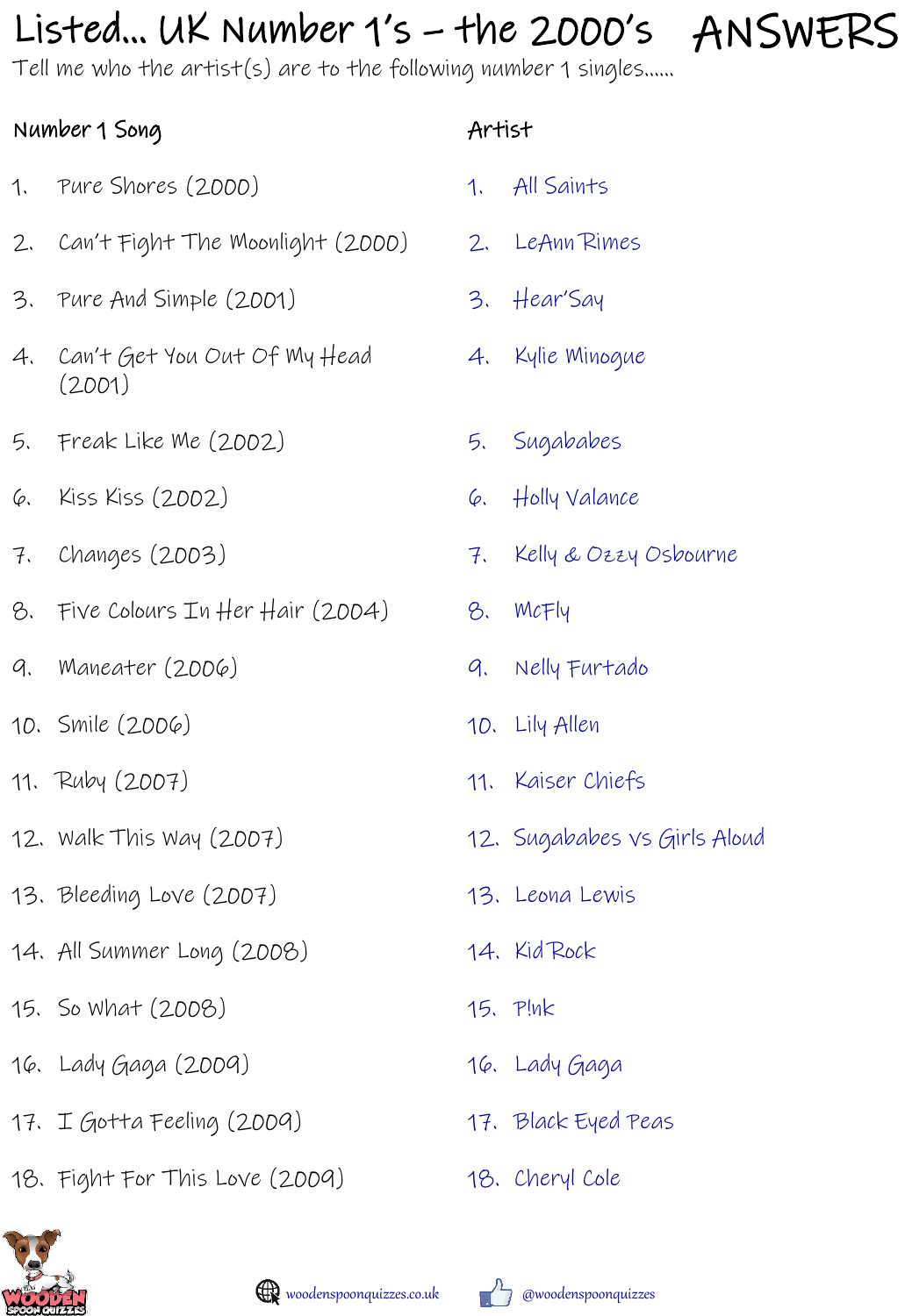# Listed... UK Number 1's – the 2000's ANSWERS

Tell me who the artist(s) are to the following number 1 singles......

| Number 1 Song | Artist |
|---|---|
| 1. Pure Shores (2000) | 1. All Saints |
| 2. Can't Fight The Moonlight (2000) | 2. LeAnn Rimes |
| 3. Pure And Simple (2001) | 3. Hear'Say |
| 4. Can't Get You Out Of My Head (2001) | 4. Kylie Minogue |
| 5. Freak Like Me (2002) | 5. Sugababes |
| 6. Kiss Kiss (2002) | 6. Holly Valance |
| 7. Changes (2003) | 7. Kelly & Ozzy Osbourne |
| 8. Five Colours In Her Hair (2004) | 8. McFly |
| 9. Maneater (2006) | 9. Nelly Furtado |
| 10. Smile (2006) | 10. Lily Allen |
| 11. Ruby (2007) | 11. Kaiser Chiefs |
| 12. Walk This Way (2007) | 12. Sugababes vs Girls Aloud |
| 13. Bleeding Love (2007) | 13. Leona Lewis |
| 14. All Summer Long (2008) | 14. Kid Rock |
| 15. So What (2008) | 15. P!nk |
| 16. Lady Gaga (2009) | 16. Lady Gaga |
| 17. I Gotta Feeling (2009) | 17. Black Eyed Peas |
| 18. Fight For This Love (2009) | 18. Cheryl Cole |

woodenspoonquizzes.co.uk

@woodenspoonquizzes